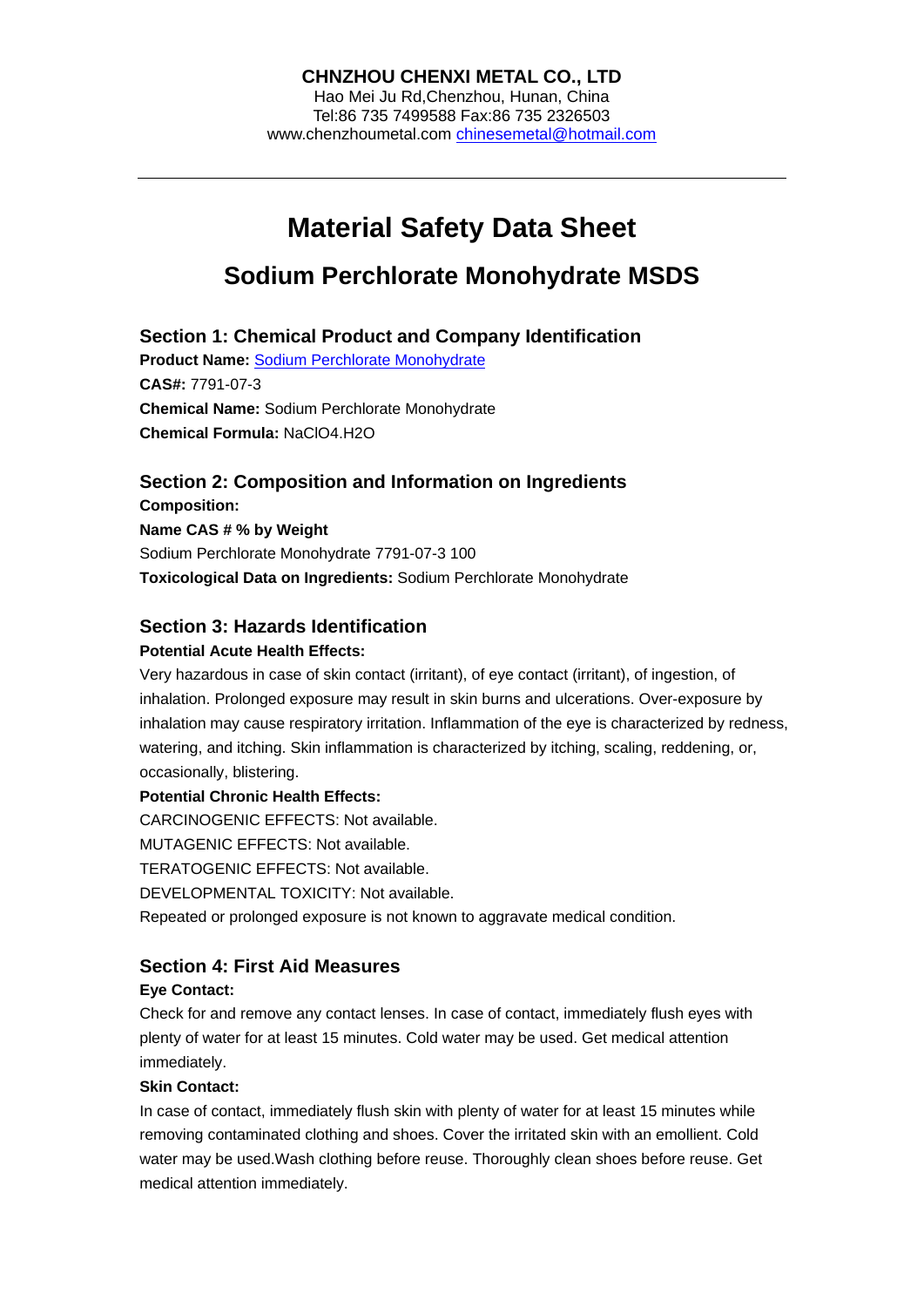**CHNZHOU CHENXI METAL CO., LTD**
Hao Mei Ju Rd,Chenzhou, Hunan, China
Tel:86 735 7499588 Fax:86 735 2326503
www.chenzhoumetal.com chinesemetal@hotmail.com

---

# Material Safety Data Sheet

## Sodium Perchlorate Monohydrate MSDS

### Section 1: Chemical Product and Company Identification

**Product Name:** Sodium Perchlorate Monohydrate
**CAS#:** 7791-07-3
**Chemical Name:** Sodium Perchlorate Monohydrate
**Chemical Formula:** $NaClO_4.H_2O$

### Section 2: Composition and Information on Ingredients

**Composition:**

| Name | CAS # | % by Weight |
|---|---|---|
| Sodium Perchlorate Monohydrate | 7791-07-3 | 100 |

**Toxicological Data on Ingredients:** Sodium Perchlorate Monohydrate

### Section 3: Hazards Identification

**Potential Acute Health Effects:**

Very hazardous in case of skin contact (irritant), of eye contact (irritant), of ingestion, of inhalation. Prolonged exposure may result in skin burns and ulcerations. Over-exposure by inhalation may cause respiratory irritation. Inflammation of the eye is characterized by redness, watering, and itching. Skin inflammation is characterized by itching, scaling, reddening, or, occasionally, blistering.

**Potential Chronic Health Effects:**

CARCINOGENIC EFFECTS: Not available.
MUTAGENIC EFFECTS: Not available.
TERATOGENIC EFFECTS: Not available.
DEVELOPMENTAL TOXICITY: Not available.
Repeated or prolonged exposure is not known to aggravate medical condition.

### Section 4: First Aid Measures

**Eye Contact:**

Check for and remove any contact lenses. In case of contact, immediately flush eyes with plenty of water for at least 15 minutes. Cold water may be used. Get medical attention immediately.

**Skin Contact:**

In case of contact, immediately flush skin with plenty of water for at least 15 minutes while removing contaminated clothing and shoes. Cover the irritated skin with an emollient. Cold water may be used.Wash clothing before reuse. Thoroughly clean shoes before reuse. Get medical attention immediately.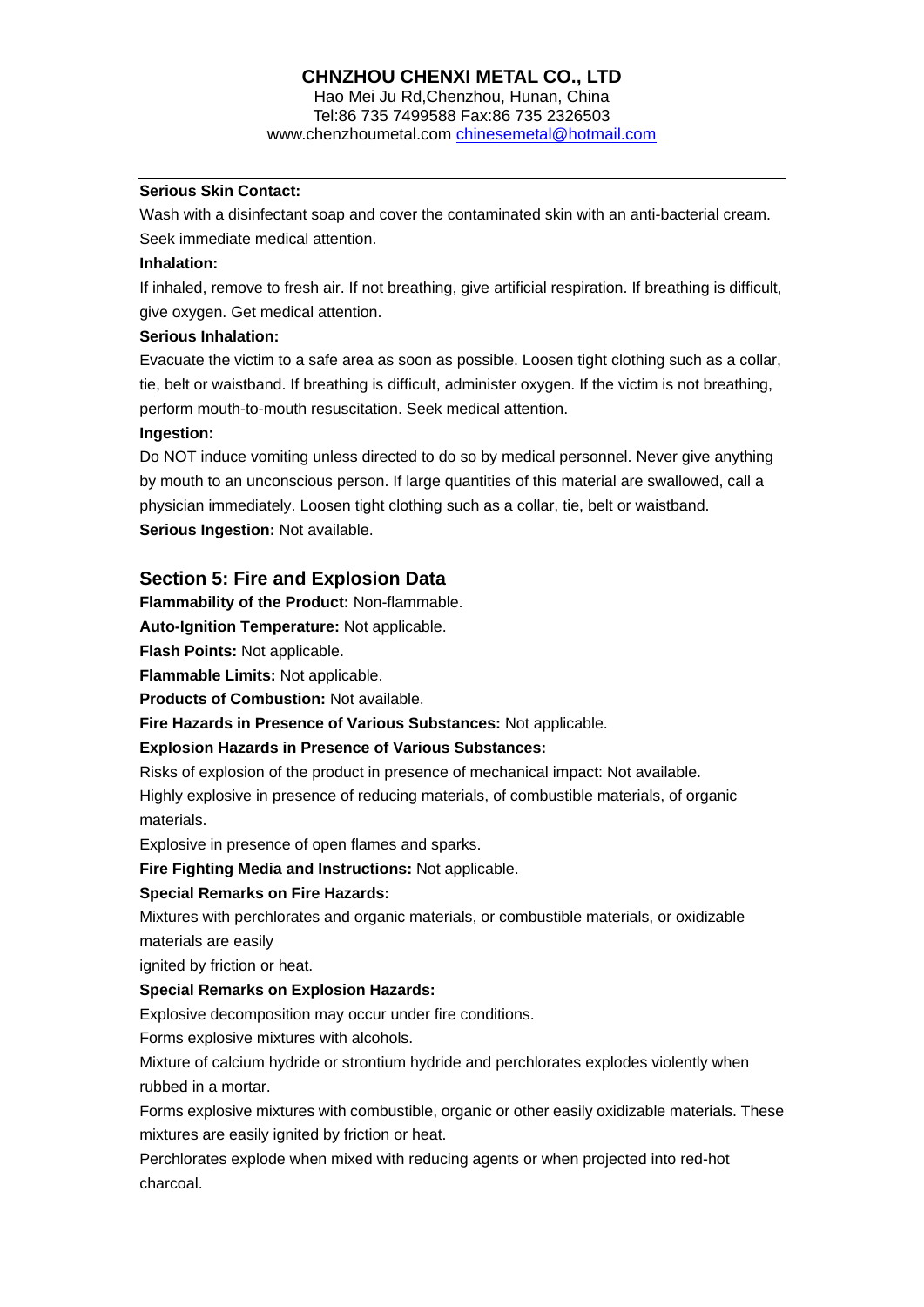**Serious Skin Contact:**

Wash with a disinfectant soap and cover the contaminated skin with an anti-bacterial cream. Seek immediate medical attention.

**Inhalation:**

If inhaled, remove to fresh air. If not breathing, give artificial respiration. If breathing is difficult, give oxygen. Get medical attention.

**Serious Inhalation:**

Evacuate the victim to a safe area as soon as possible. Loosen tight clothing such as a collar, tie, belt or waistband. If breathing is difficult, administer oxygen. If the victim is not breathing, perform mouth-to-mouth resuscitation. Seek medical attention.

**Ingestion:**

Do NOT induce vomiting unless directed to do so by medical personnel. Never give anything by mouth to an unconscious person. If large quantities of this material are swallowed, call a physician immediately. Loosen tight clothing such as a collar, tie, belt or waistband.

**Serious Ingestion:** Not available.

## Section 5: Fire and Explosion Data

**Flammability of the Product:** Non-flammable.

**Auto-Ignition Temperature:** Not applicable.

**Flash Points:** Not applicable.

**Flammable Limits:** Not applicable.

**Products of Combustion:** Not available.

**Fire Hazards in Presence of Various Substances:** Not applicable.

**Explosion Hazards in Presence of Various Substances:**

Risks of explosion of the product in presence of mechanical impact: Not available.

Highly explosive in presence of reducing materials, of combustible materials, of organic materials.

Explosive in presence of open flames and sparks.

**Fire Fighting Media and Instructions:** Not applicable.

**Special Remarks on Fire Hazards:**

Mixtures with perchlorates and organic materials, or combustible materials, or oxidizable materials are easily ignited by friction or heat.

**Special Remarks on Explosion Hazards:**

Explosive decomposition may occur under fire conditions.

Forms explosive mixtures with alcohols.

Mixture of calcium hydride or strontium hydride and perchlorates explodes violently when rubbed in a mortar.

Forms explosive mixtures with combustible, organic or other easily oxidizable materials. These mixtures are easily ignited by friction or heat.

Perchlorates explode when mixed with reducing agents or when projected into red-hot charcoal.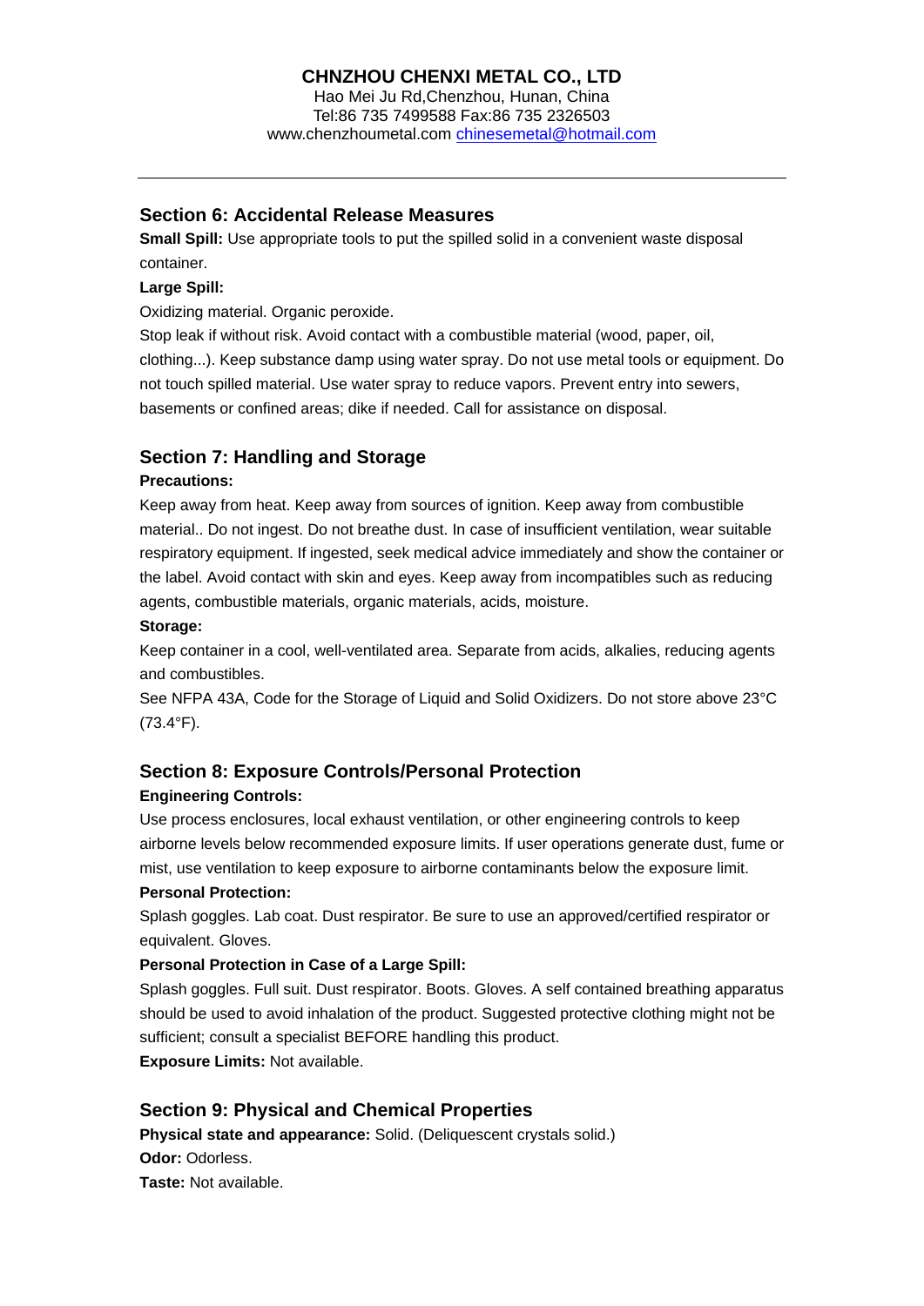# CHNZHOU CHENXI METAL CO., LTD

Hao Mei Ju Rd,Chenzhou, Hunan, China
Tel:86 735 7499588 Fax:86 735 2326503
www.chenzhoumetal.com chinesemetal@hotmail.com

---

## Section 6: Accidental Release Measures

**Small Spill:** Use appropriate tools to put the spilled solid in a convenient waste disposal container.

**Large Spill:**

Oxidizing material. Organic peroxide.

Stop leak if without risk. Avoid contact with a combustible material (wood, paper, oil, clothing...). Keep substance damp using water spray. Do not use metal tools or equipment. Do not touch spilled material. Use water spray to reduce vapors. Prevent entry into sewers, basements or confined areas; dike if needed. Call for assistance on disposal.

## Section 7: Handling and Storage

**Precautions:**

Keep away from heat. Keep away from sources of ignition. Keep away from combustible material.. Do not ingest. Do not breathe dust. In case of insufficient ventilation, wear suitable respiratory equipment. If ingested, seek medical advice immediately and show the container or the label. Avoid contact with skin and eyes. Keep away from incompatibles such as reducing agents, combustible materials, organic materials, acids, moisture.

**Storage:**

Keep container in a cool, well-ventilated area. Separate from acids, alkalies, reducing agents and combustibles.

See NFPA 43A, Code for the Storage of Liquid and Solid Oxidizers. Do not store above 23°C (73.4°F).

## Section 8: Exposure Controls/Personal Protection

**Engineering Controls:**

Use process enclosures, local exhaust ventilation, or other engineering controls to keep airborne levels below recommended exposure limits. If user operations generate dust, fume or mist, use ventilation to keep exposure to airborne contaminants below the exposure limit.

**Personal Protection:**

Splash goggles. Lab coat. Dust respirator. Be sure to use an approved/certified respirator or equivalent. Gloves.

**Personal Protection in Case of a Large Spill:**

Splash goggles. Full suit. Dust respirator. Boots. Gloves. A self contained breathing apparatus should be used to avoid inhalation of the product. Suggested protective clothing might not be sufficient; consult a specialist BEFORE handling this product.

**Exposure Limits:** Not available.

## Section 9: Physical and Chemical Properties

**Physical state and appearance:** Solid. (Deliquescent crystals solid.)

**Odor:** Odorless.

**Taste:** Not available.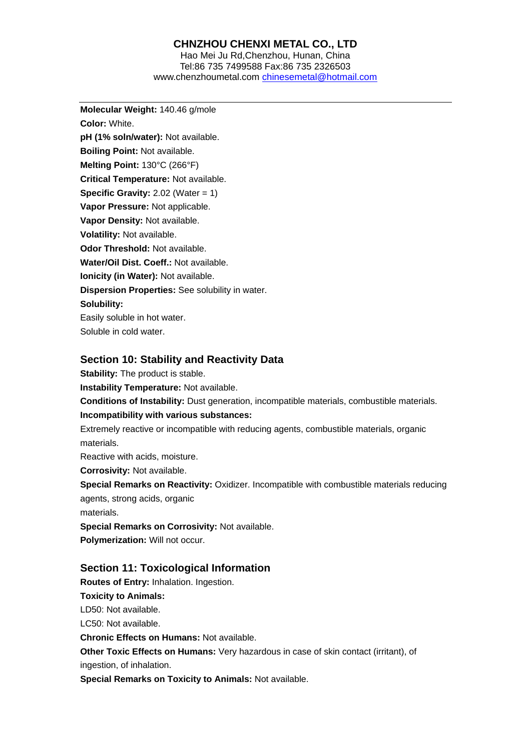**Molecular Weight:** 140.46 g/mole

**Color:** White.

**pH (1% soln/water):** Not available.

**Boiling Point:** Not available.

**Melting Point:** 130°C (266°F)

**Critical Temperature:** Not available.

**Specific Gravity:** 2.02 (Water = 1)

**Vapor Pressure:** Not applicable.

**Vapor Density:** Not available.

**Volatility:** Not available.

**Odor Threshold:** Not available.

**Water/Oil Dist. Coeff.:** Not available.

**Ionicity (in Water):** Not available.

**Dispersion Properties:** See solubility in water.

**Solubility:**

Easily soluble in hot water.

Soluble in cold water.

## Section 10: Stability and Reactivity Data

**Stability:** The product is stable.

**Instability Temperature:** Not available.

**Conditions of Instability:** Dust generation, incompatible materials, combustible materials.

**Incompatibility with various substances:**

Extremely reactive or incompatible with reducing agents, combustible materials, organic materials.

Reactive with acids, moisture.

**Corrosivity:** Not available.

**Special Remarks on Reactivity:** Oxidizer. Incompatible with combustible materials reducing agents, strong acids, organic materials.

**Special Remarks on Corrosivity:** Not available.

**Polymerization:** Will not occur.

## Section 11: Toxicological Information

**Routes of Entry:** Inhalation. Ingestion.

**Toxicity to Animals:**

LD50: Not available.

LC50: Not available.

**Chronic Effects on Humans:** Not available.

**Other Toxic Effects on Humans:** Very hazardous in case of skin contact (irritant), of ingestion, of inhalation.

**Special Remarks on Toxicity to Animals:** Not available.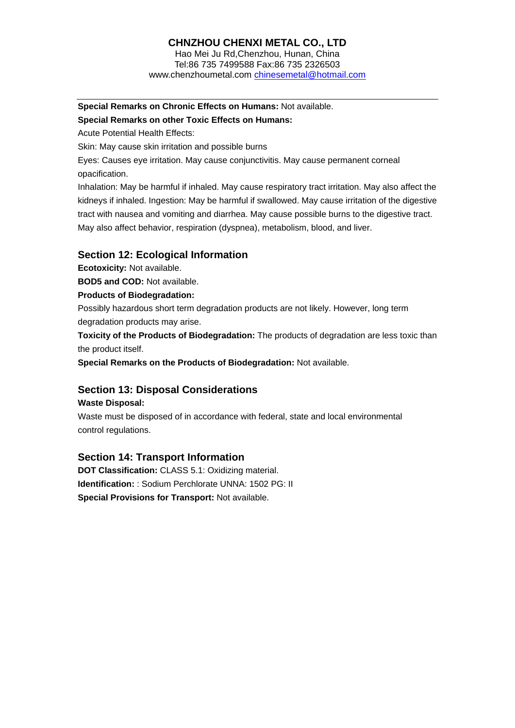Special Remarks on Chronic Effects on Humans: Not available.

**Special Remarks on other Toxic Effects on Humans:**

Acute Potential Health Effects:

Skin: May cause skin irritation and possible burns

Eyes: Causes eye irritation. May cause conjunctivitis. May cause permanent corneal opacification.

Inhalation: May be harmful if inhaled. May cause respiratory tract irritation. May also affect the kidneys if inhaled. Ingestion: May be harmful if swallowed. May cause irritation of the digestive tract with nausea and vomiting and diarrhea. May cause possible burns to the digestive tract. May also affect behavior, respiration (dyspnea), metabolism, blood, and liver.

## Section 12: Ecological Information

**Ecotoxicity:** Not available.

**BOD5 and COD:** Not available.

**Products of Biodegradation:**

Possibly hazardous short term degradation products are not likely. However, long term degradation products may arise.

**Toxicity of the Products of Biodegradation:** The products of degradation are less toxic than the product itself.

**Special Remarks on the Products of Biodegradation:** Not available.

## Section 13: Disposal Considerations

**Waste Disposal:**

Waste must be disposed of in accordance with federal, state and local environmental control regulations.

## Section 14: Transport Information

**DOT Classification:** CLASS 5.1: Oxidizing material.

**Identification:** : Sodium Perchlorate UNNA: 1502 PG: II

**Special Provisions for Transport:** Not available.